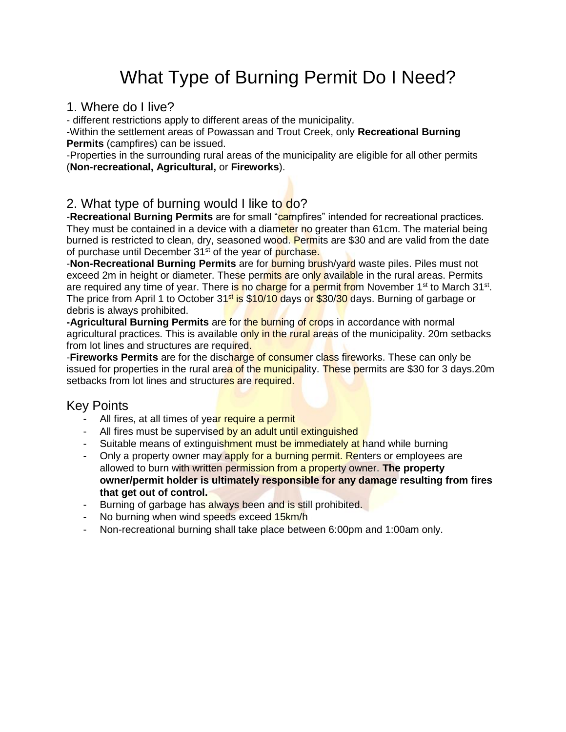# What Type of Burning Permit Do I Need?

## 1. Where do I live?

- different restrictions apply to different areas of the municipality.

-Within the settlement areas of Powassan and Trout Creek, only **Recreational Burning Permits** (campfires) can be issued.

-Properties in the surrounding rural areas of the municipality are eligible for all other permits (**Non-recreational, Agricultural,** or **Fireworks**).

## 2. What type of burning would I like to do?

-**Recreational Burning Permits** are for small "campfires" intended for recreational practices. They must be contained in a device with a diameter no greater than 61cm. The material being burned is restricted to clean, dry, seasoned wood. Permits are $30 and are valid from the date of purchase until December 31st of the year of purchase.

-**Non-Recreational Burning Permits** are for burning brush/yard waste piles. Piles must not exceed 2m in height or diameter. These permits are only available in the rural areas. Permits are required any time of year. There is no charge for a permit from November 1st to March 31st. The price from April 1 to October 31st is $10/10 days or $30/30 days. Burning of garbage or debris is always prohibited.

**-Agricultural Burning Permits** are for the burning of crops in accordance with normal agricultural practices. This is available only in the rural areas of the municipality. 20m setbacks from lot lines and structures are required.

-**Fireworks Permits** are for the discharge of consumer class fireworks. These can only be issued for properties in the rural area of the municipality. These permits are $30 for 3 days.20m setbacks from lot lines and structures are required.

## Key Points

- All fires, at all times of year require a permit
- All fires must be supervised by an adult until extinguished
- Suitable means of extinguishment must be immediately at hand while burning
- Only a property owner may apply for a burning permit. Renters or employees are allowed to burn with written permission from a property owner. **The property owner/permit holder is ultimately responsible for any damage resulting from fires that get out of control.**
- Burning of garbage has always been and is still prohibited.
- No burning when wind speeds exceed 15km/h
- Non-recreational burning shall take place between 6:00pm and 1:00am only.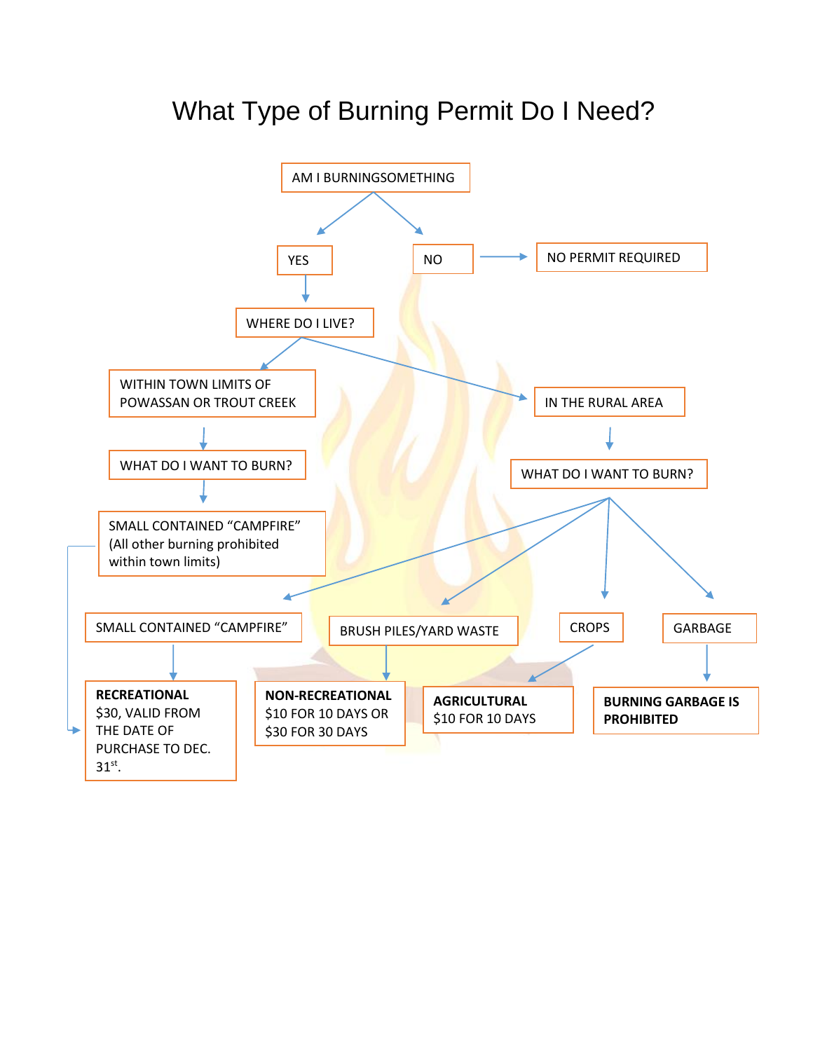# What Type of Burning Permit Do I Need?

AM I BURNINGSOMETHING

YES

NO

NO PERMIT REQUIRED

WHERE DO I LIVE?

WITHIN TOWN LIMITS OF POWASSAN OR TROUT CREEK

IN THE RURAL AREA

WHAT DO I WANT TO BURN?

WHAT DO I WANT TO BURN?

SMALL CONTAINED "CAMPFIRE" (All other burning prohibited within town limits)

SMALL CONTAINED "CAMPFIRE"

BRUSH PILES/YARD WASTE

CROPS

GARBAGE

**RECREATIONAL**
$30, VALID FROM THE DATE OF PURCHASE TO DEC. 31st.

**NON-RECREATIONAL**
$10 FOR 10 DAYS OR $30 FOR 30 DAYS

**AGRICULTURAL**
$10 FOR 10 DAYS

**BURNING GARBAGE IS PROHIBITED**